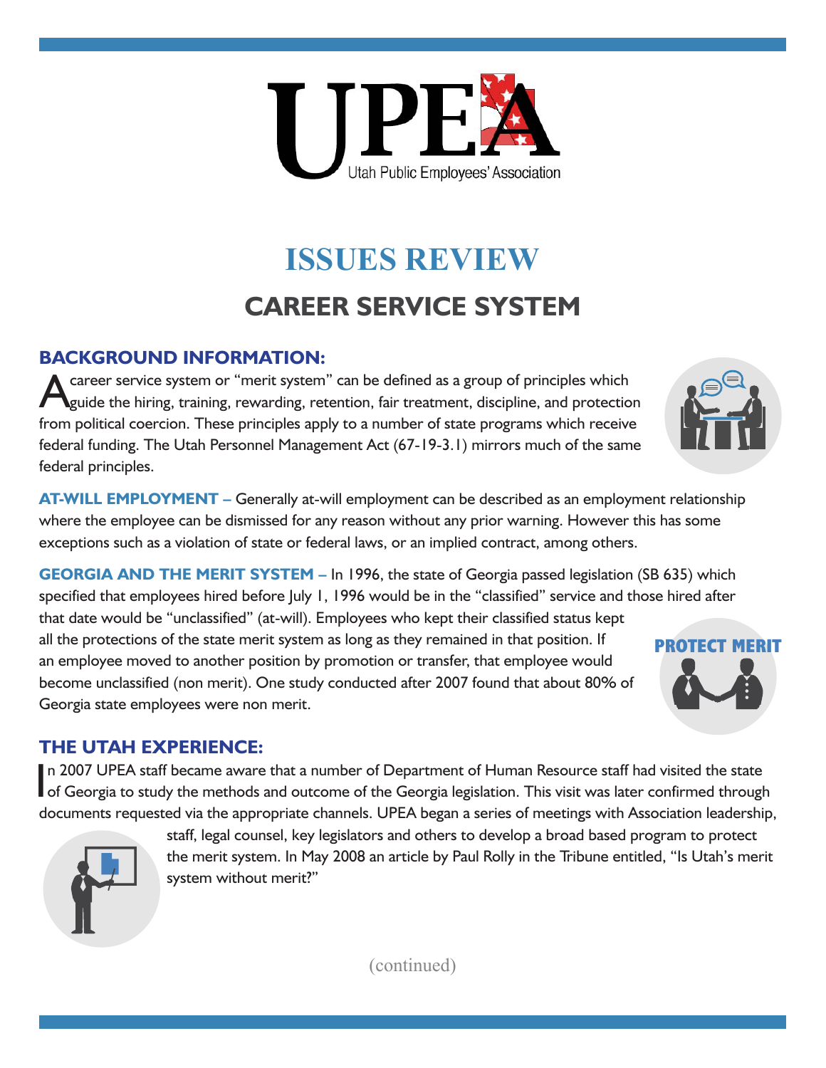UPEA

Utah Public Employees' Association

# ISSUES REVIEW

## CAREER SERVICE SYSTEM

### BACKGROUND INFORMATION:

A career service system or "merit system" can be defined as a group of principles which guide the hiring, training, rewarding, retention, fair treatment, discipline, and protection from political coercion. These principles apply to a number of state programs which receive federal funding. The Utah Personnel Management Act (67-19-3.1) mirrors much of the same federal principles.

**AT-WILL EMPLOYMENT –** Generally at-will employment can be described as an employment relationship where the employee can be dismissed for any reason without any prior warning. However this has some exceptions such as a violation of state or federal laws, or an implied contract, among others.

**GEORGIA AND THE MERIT SYSTEM –** In 1996, the state of Georgia passed legislation (SB 635) which specified that employees hired before July 1, 1996 would be in the "classified" service and those hired after that date would be "unclassified" (at-will). Employees who kept their classified status kept all the protections of the state merit system as long as they remained in that position. If an employee moved to another position by promotion or transfer, that employee would become unclassified (non merit). One study conducted after 2007 found that about 80% of Georgia state employees were non merit.

PROTECT MERIT

### THE UTAH EXPERIENCE:

In 2007 UPEA staff became aware that a number of Department of Human Resource staff had visited the state of Georgia to study the methods and outcome of the Georgia legislation. This visit was later confirmed through documents requested via the appropriate channels. UPEA began a series of meetings with Association leadership, staff, legal counsel, key legislators and others to develop a broad based program to protect the merit system. In May 2008 an article by Paul Rolly in the Tribune entitled, "Is Utah's merit system without merit?"

(continued)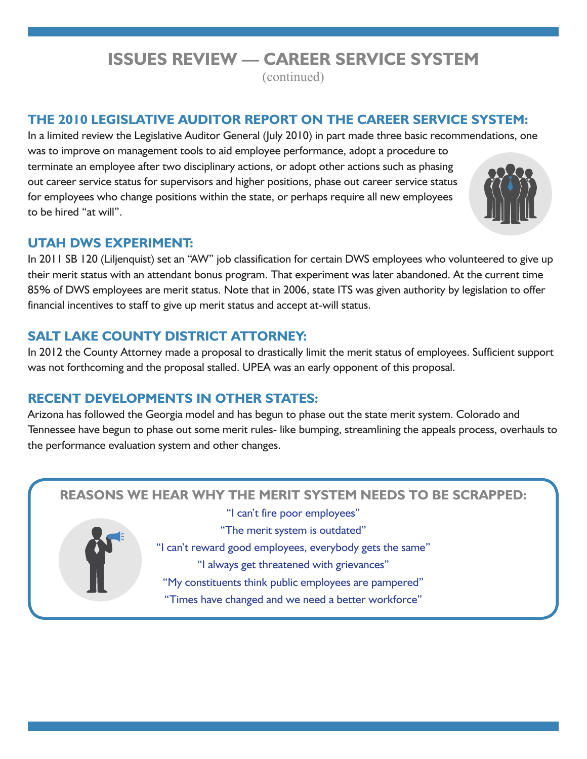# ISSUES REVIEW — CAREER SERVICE SYSTEM

(continued)

## THE 2010 LEGISLATIVE AUDITOR REPORT ON THE CAREER SERVICE SYSTEM:

In a limited review the Legislative Auditor General (July 2010) in part made three basic recommendations, one was to improve on management tools to aid employee performance, adopt a procedure to terminate an employee after two disciplinary actions, or adopt other actions such as phasing out career service status for supervisors and higher positions, phase out career service status for employees who change positions within the state, or perhaps require all new employees to be hired "at will".

## UTAH DWS EXPERIMENT:

In 2011 SB 120 (Liljenquist) set an "AW" job classification for certain DWS employees who volunteered to give up their merit status with an attendant bonus program. That experiment was later abandoned. At the current time 85% of DWS employees are merit status. Note that in 2006, state ITS was given authority by legislation to offer financial incentives to staff to give up merit status and accept at-will status.

## SALT LAKE COUNTY DISTRICT ATTORNEY:

In 2012 the County Attorney made a proposal to drastically limit the merit status of employees. Sufficient support was not forthcoming and the proposal stalled. UPEA was an early opponent of this proposal.

## RECENT DEVELOPMENTS IN OTHER STATES:

Arizona has followed the Georgia model and has begun to phase out the state merit system. Colorado and Tennessee have begun to phase out some merit rules- like bumping, streamlining the appeals process, overhauls to the performance evaluation system and other changes.

### REASONS WE HEAR WHY THE MERIT SYSTEM NEEDS TO BE SCRAPPED:

"I can't fire poor employees"

"The merit system is outdated"

"I can't reward good employees, everybody gets the same"

"I always get threatened with grievances"

"My constituents think public employees are pampered"

"Times have changed and we need a better workforce"